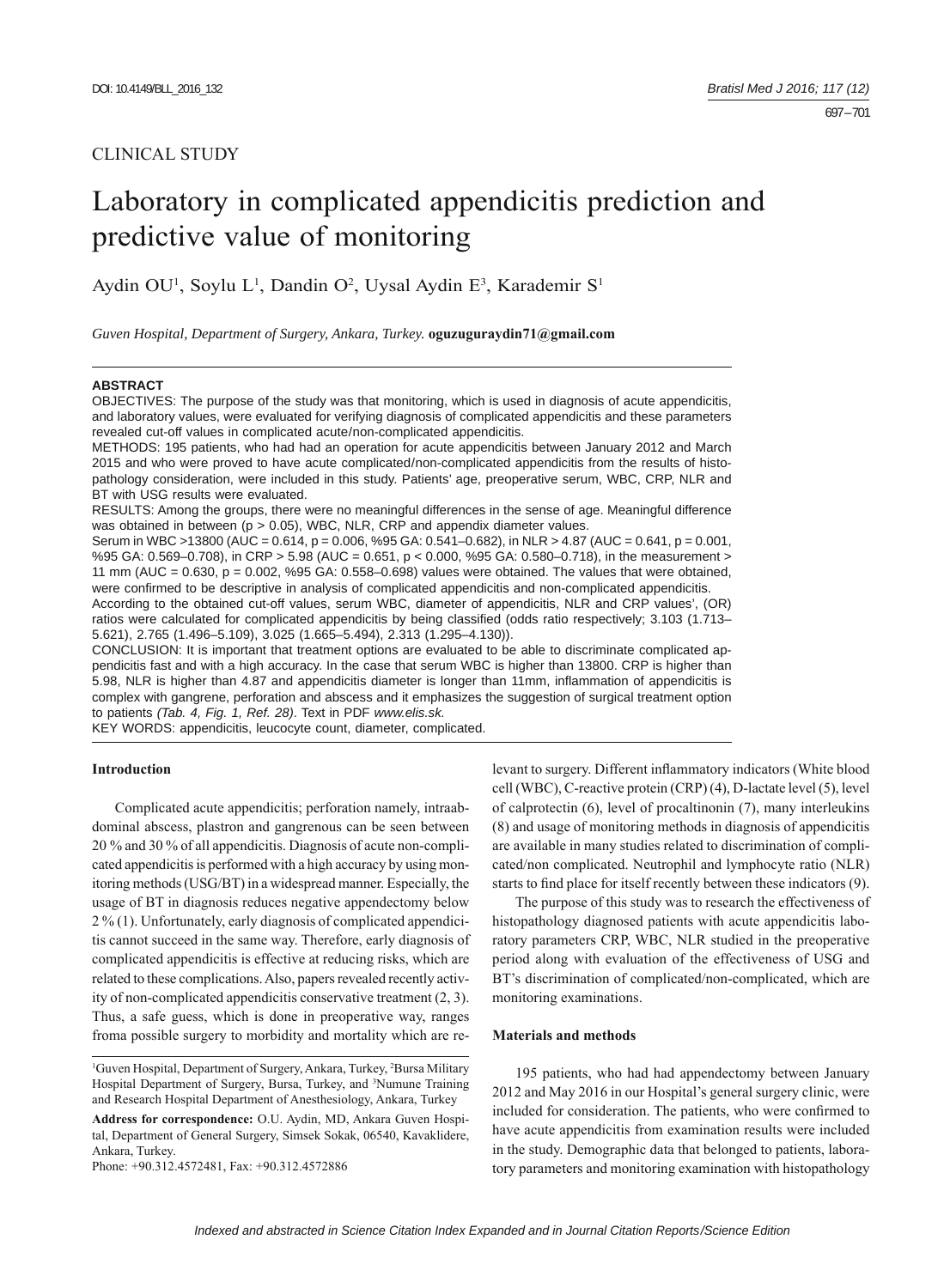CLINICAL STUDY

# Laboratory in complicated appendicitis prediction and predictive value of monitoring

Aydin OU[1], Soylu L[1], Dandin O[2], Uysal Aydin E[3], Karademir S[1]

*Guven Hospital, Department of Surgery, Ankara, Turkey.* **oguzuguraydin71@gmail.com**

**ABSTRACT**

OBJECTIVES: The purpose of the study was that monitoring, which is used in diagnosis of acute appendicitis, and laboratory values, were evaluated for verifying diagnosis of complicated appendicitis and these parameters revealed cut-off values in complicated acute/non-complicated appendicitis.

METHODS: 195 patients, who had had an operation for acute appendicitis between January 2012 and March 2015 and who were proved to have acute complicated/non-complicated appendicitis from the results of histopathology consideration, were included in this study. Patients' age, preoperative serum, WBC, CRP, NLR and BT with USG results were evaluated.

RESULTS: Among the groups, there were no meaningful differences in the sense of age. Meaningful difference was obtained in between ($p > 0.05$), WBC, NLR, CRP and appendix diameter values.

Serum in WBC >13800 (AUC = 0.614, p = 0.006, %95 GA: 0.541–0.682), in NLR > 4.87 (AUC = 0.641, p = 0.001, %95 GA: 0.569–0.708), in CRP > 5.98 (AUC = 0.651, p < 0.000, %95 GA: 0.580–0.718), in the measurement > 11 mm (AUC = 0.630, p = 0.002, %95 GA: 0.558–0.698) values were obtained. The values that were obtained, were confirmed to be descriptive in analysis of complicated appendicitis and non-complicated appendicitis.

According to the obtained cut-off values, serum WBC, diameter of appendicitis, NLR and CRP values', (OR) ratios were calculated for complicated appendicitis by being classified (odds ratio respectively; 3.103 (1.713–5.621), 2.765 (1.496–5.109), 3.025 (1.665–5.494), 2.313 (1.295–4.130)).

CONCLUSION: It is important that treatment options are evaluated to be able to discriminate complicated appendicitis fast and with a high accuracy. In the case that serum WBC is higher than 13800. CRP is higher than 5.98, NLR is higher than 4.87 and appendicitis diameter is longer than 11mm, inflammation of appendicitis is complex with gangrene, perforation and abscess and it emphasizes the suggestion of surgical treatment option to patients *(Tab. 4, Fig. 1, Ref. 28)*. Text in PDF *www.elis.sk.*

KEY WORDS: appendicitis, leucocyte count, diameter, complicated.

## Introduction

Complicated acute appendicitis; perforation namely, intraabdominal abscess, plastron and gangrenous can be seen between 20 % and 30 % of all appendicitis. Diagnosis of acute non-complicated appendicitis is performed with a high accuracy by using monitoring methods (USG/BT) in a widespread manner. Especially, the usage of BT in diagnosis reduces negative appendectomy below 2 % (1). Unfortunately, early diagnosis of complicated appendicitis cannot succeed in the same way. Therefore, early diagnosis of complicated appendicitis is effective at reducing risks, which are related to these complications. Also, papers revealed recently activity of non-complicated appendicitis conservative treatment (2, 3). Thus, a safe guess, which is done in preoperative way, ranges froma possible surgery to morbidity and mortality which are relevant to surgery. Different inflammatory indicators (White blood cell (WBC), C-reactive protein (CRP) (4), D-lactate level (5), level of calprotectin (6), level of procaltinonin (7), many interleukins (8) and usage of monitoring methods in diagnosis of appendicitis are available in many studies related to discrimination of complicated/non complicated. Neutrophil and lymphocyte ratio (NLR) starts to find place for itself recently between these indicators (9).

The purpose of this study was to research the effectiveness of histopathology diagnosed patients with acute appendicitis laboratory parameters CRP, WBC, NLR studied in the preoperative period along with evaluation of the effectiveness of USG and BT's discrimination of complicated/non-complicated, which are monitoring examinations.

## Materials and methods

195 patients, who had had appendectomy between January 2012 and May 2016 in our Hospital's general surgery clinic, were included for consideration. The patients, who were confirmed to have acute appendicitis from examination results were included in the study. Demographic data that belonged to patients, laboratory parameters and monitoring examination with histopathology

[1]Guven Hospital, Department of Surgery, Ankara, Turkey, [2]Bursa Military Hospital Department of Surgery, Bursa, Turkey, and [3]Numune Training and Research Hospital Department of Anesthesiology, Ankara, Turkey

**Address for correspondence:** O.U. Aydin, MD, Ankara Guven Hospital, Department of General Surgery, Simsek Sokak, 06540, Kavaklidere, Ankara, Turkey.

Phone: +90.312.4572481, Fax: +90.312.4572886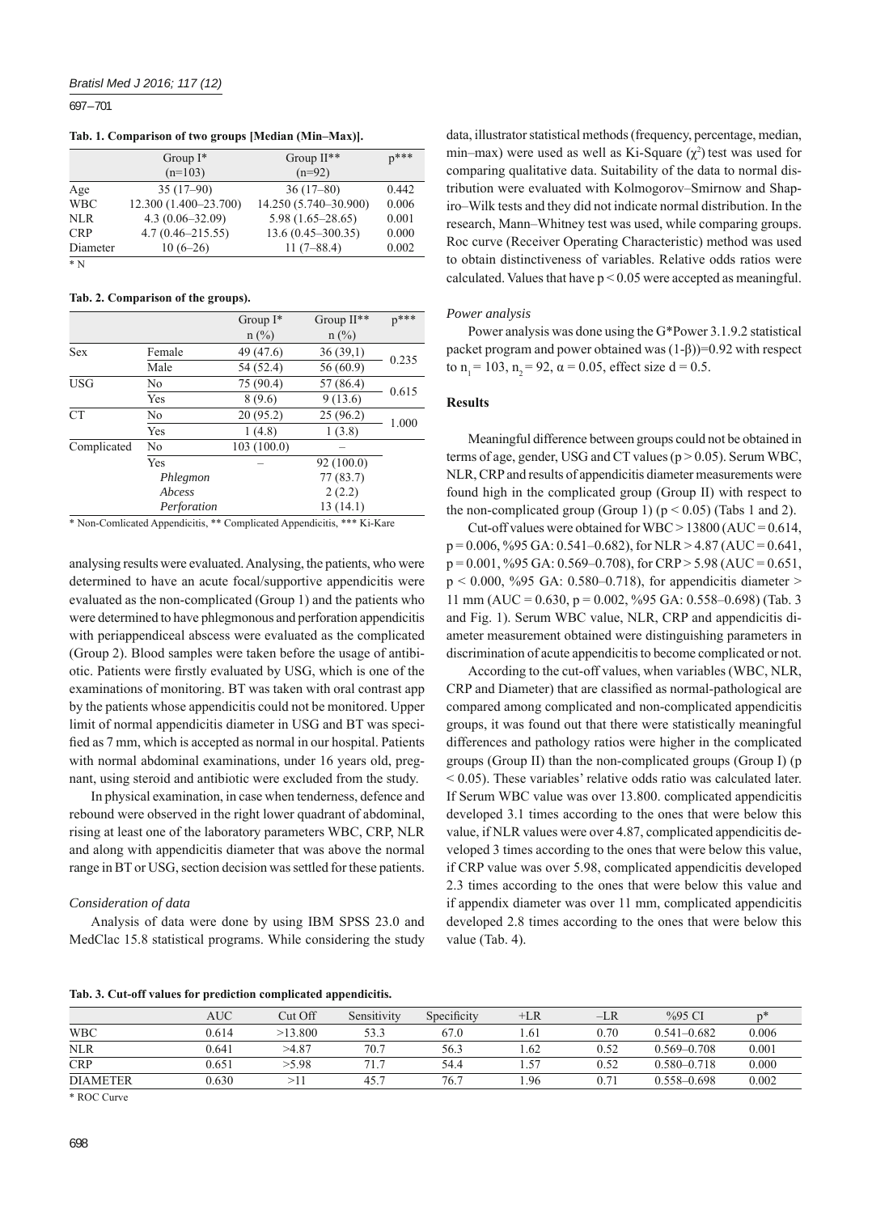**Tab. 1. Comparison of two groups [Median (Min–Max)].**

| | Group I* (n=103) | Group II** (n=92) | p*** |
|---|---|---|---|
| Age | 35 (17–90) | 36 (17–80) | 0.442 |
| WBC | 12.300 (1.400–23.700) | 14.250 (5.740–30.900) | 0.006 |
| NLR | 4.3 (0.06–32.09) | 5.98 (1.65–28.65) | 0.001 |
| CRP | 4.7 (0.46–215.55) | 13.6 (0.45–300.35) | 0.000 |
| Diameter | 10 (6–26) | 11 (7–88.4) | 0.002 |

\* N

**Tab. 2. Comparison of the groups).**

| | | Group I* n (%) | Group II** n (%) | p*** |
|---|---|---|---|---|
| Sex | Female | 49 (47.6) | 36 (39,1) | 0.235 |
| | Male | 54 (52.4) | 56 (60.9) | |
| USG | No | 75 (90.4) | 57 (86.4) | 0.615 |
| | Yes | 8 (9.6) | 9 (13.6) | |
| CT | No | 20 (95.2) | 25 (96.2) | 1.000 |
| | Yes | 1 (4.8) | 1 (3.8) | |
| Complicated | No | 103 (100.0) | – | |
| | Yes | – | 92 (100.0) | |
| | *Phlegmon* | | 77 (83.7) | |
| | *Abcess* | | 2 (2.2) | |
| | *Perforation* | | 13 (14.1) | |

\* Non-Comlicated Appendicitis, ** Complicated Appendicitis, *** Ki-Kare

analysing results were evaluated. Analysing, the patients, who were determined to have an acute focal/supportive appendicitis were evaluated as the non-complicated (Group 1) and the patients who were determined to have phlegmonous and perforation appendicitis with periappendiceal abscess were evaluated as the complicated (Group 2). Blood samples were taken before the usage of antibiotic. Patients were firstly evaluated by USG, which is one of the examinations of monitoring. BT was taken with oral contrast app by the patients whose appendicitis could not be monitored. Upper limit of normal appendicitis diameter in USG and BT was specified as 7 mm, which is accepted as normal in our hospital. Patients with normal abdominal examinations, under 16 years old, pregnant, using steroid and antibiotic were excluded from the study.

In physical examination, in case when tenderness, defence and rebound were observed in the right lower quadrant of abdominal, rising at least one of the laboratory parameters WBC, CRP, NLR and along with appendicitis diameter that was above the normal range in BT or USG, section decision was settled for these patients.

*Consideration of data*

Analysis of data were done by using IBM SPSS 23.0 and MedClac 15.8 statistical programs. While considering the study data, illustrator statistical methods (frequency, percentage, median, min–max) were used as well as Ki-Square ($\chi^2$) test was used for comparing qualitative data. Suitability of the data to normal distribution were evaluated with Kolmogorov–Smirnow and Shapiro–Wilk tests and they did not indicate normal distribution. In the research, Mann–Whitney test was used, while comparing groups. Roc curve (Receiver Operating Characteristic) method was used to obtain distinctiveness of variables. Relative odds ratios were calculated. Values that have $p < 0.05$ were accepted as meaningful.

*Power analysis*

Power analysis was done using the G*Power 3.1.9.2 statistical packet program and power obtained was $(1\text{-}\beta))=0.92$ with respect to $n_1 = 103$, $n_2 = 92$, $\alpha = 0.05$, effect size $d = 0.5$.

## Results

Meaningful difference between groups could not be obtained in terms of age, gender, USG and CT values ($p > 0.05$). Serum WBC, NLR, CRP and results of appendicitis diameter measurements were found high in the complicated group (Group II) with respect to the non-complicated group (Group 1) ($p < 0.05$) (Tabs 1 and 2).

Cut-off values were obtained for WBC > 13800 (AUC = 0.614, p = 0.006, %95 GA: 0.541–0.682), for NLR > 4.87 (AUC = 0.641, p = 0.001, %95 GA: 0.569–0.708), for CRP > 5.98 (AUC = 0.651, p < 0.000, %95 GA: 0.580–0.718), for appendicitis diameter > 11 mm (AUC = 0.630, p = 0.002, %95 GA: 0.558–0.698) (Tab. 3 and Fig. 1). Serum WBC value, NLR, CRP and appendicitis diameter measurement obtained were distinguishing parameters in discrimination of acute appendicitis to become complicated or not.

According to the cut-off values, when variables (WBC, NLR, CRP and Diameter) that are classified as normal-pathological are compared among complicated and non-complicated appendicitis groups, it was found out that there were statistically meaningful differences and pathology ratios were higher in the complicated groups (Group II) than the non-complicated groups (Group I) ($p < 0.05$). These variables' relative odds ratio was calculated later. If Serum WBC value was over 13.800. complicated appendicitis developed 3.1 times according to the ones that were below this value, if NLR values were over 4.87, complicated appendicitis developed 3 times according to the ones that were below this value, if CRP value was over 5.98, complicated appendicitis developed 2.3 times according to the ones that were below this value and if appendix diameter was over 11 mm, complicated appendicitis developed 2.8 times according to the ones that were below this value (Tab. 4).

**Tab. 3. Cut-off values for prediction complicated appendicitis.**

| | AUC | Cut Off | Sensitivity | Specificity | +LR | –LR | %95 CI | p* |
|---|---|---|---|---|---|---|---|---|
| WBC | 0.614 | >13.800 | 53.3 | 67.0 | 1.61 | 0.70 | 0.541–0.682 | 0.006 |
| NLR | 0.641 | >4.87 | 70.7 | 56.3 | 1.62 | 0.52 | 0.569–0.708 | 0.001 |
| CRP | 0.651 | >5.98 | 71.7 | 54.4 | 1.57 | 0.52 | 0.580–0.718 | 0.000 |
| DIAMETER | 0.630 | >11 | 45.7 | 76.7 | 1.96 | 0.71 | 0.558–0.698 | 0.002 |

\* ROC Curve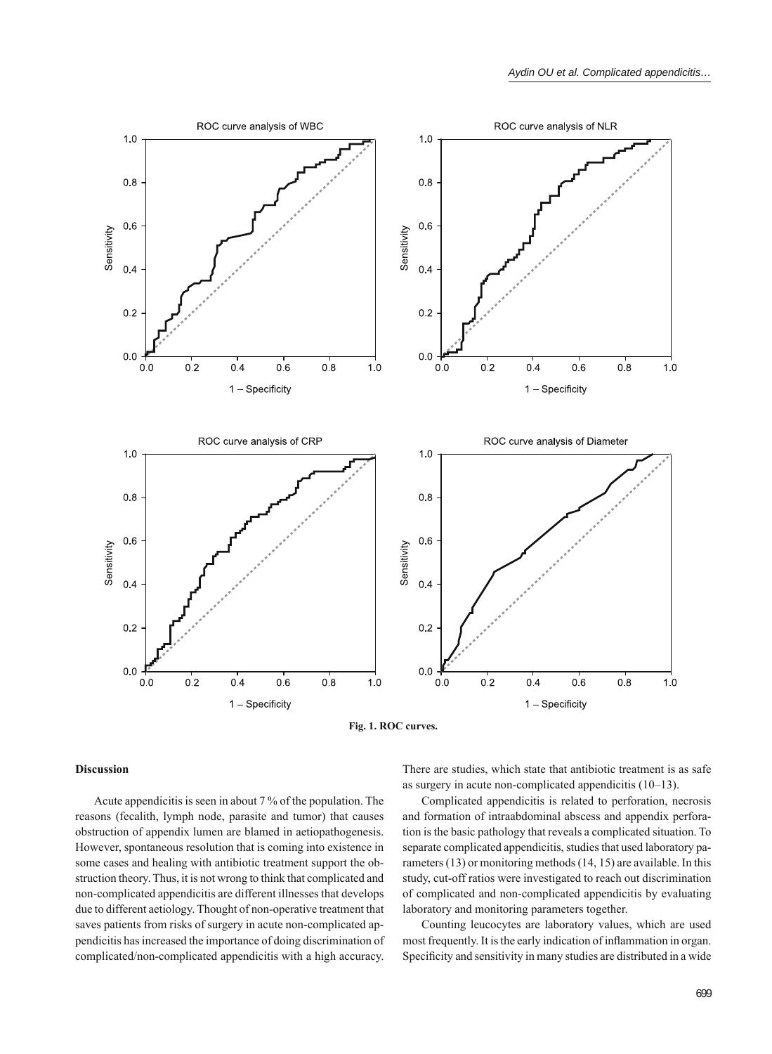Fig. 1. ROC curves.

## Discussion

Acute appendicitis is seen in about 7 % of the population. The reasons (fecalith, lymph node, parasite and tumor) that causes obstruction of appendix lumen are blamed in aetiopathogenesis. However, spontaneous resolution that is coming into existence in some cases and healing with antibiotic treatment support the obstruction theory. Thus, it is not wrong to think that complicated and non-complicated appendicitis are different illnesses that develops due to different aetiology. Thought of non-operative treatment that saves patients from risks of surgery in acute non-complicated appendicitis has increased the importance of doing discrimination of complicated/non-complicated appendicitis with a high accuracy. There are studies, which state that antibiotic treatment is as safe as surgery in acute non-complicated appendicitis (10–13).

Complicated appendicitis is related to perforation, necrosis and formation of intraabdominal abscess and appendix perforation is the basic pathology that reveals a complicated situation. To separate complicated appendicitis, studies that used laboratory parameters (13) or monitoring methods (14, 15) are available. In this study, cut-off ratios were investigated to reach out discrimination of complicated and non-complicated appendicitis by evaluating laboratory and monitoring parameters together.

Counting leucocytes are laboratory values, which are used most frequently. It is the early indication of inflammation in organ. Specificity and sensitivity in many studies are distributed in a wide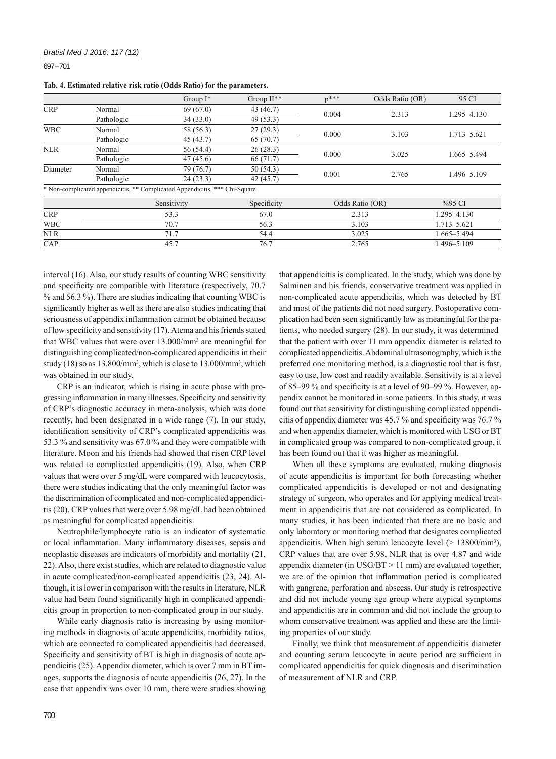**Tab. 4. Estimated relative risk ratio (Odds Ratio) for the parameters.**

| | | Group I* | Group II** | p*** | Odds Ratio (OR) | 95 CI |
|---|---|---|---|---|---|---|
| CRP | Normal | 69 (67.0) | 43 (46.7) | 0.004 | 2.313 | 1.295–4.130 |
| | Pathologic | 34 (33.0) | 49 (53.3) | | | |
| WBC | Normal | 58 (56.3) | 27 (29.3) | 0.000 | 3.103 | 1.713–5.621 |
| | Pathologic | 45 (43.7) | 65 (70.7) | | | |
| NLR | Normal | 56 (54.4) | 26 (28.3) | 0.000 | 3.025 | 1.665–5.494 |
| | Pathologic | 47 (45.6) | 66 (71.7) | | | |
| Diameter | Normal | 79 (76.7) | 50 (54.3) | 0.001 | 2.765 | 1.496–5.109 |
| | Pathologic | 24 (23.3) | 42 (45.7) | | | |

* Non-complicated appendicitis, ** Complicated Appendicitis, *** Chi-Square

| | Sensitivity | Specificity | Odds Ratio (OR) | %95 CI |
|---|---|---|---|---|
| CRP | 53.3 | 67.0 | 2.313 | 1.295–4.130 |
| WBC | 70.7 | 56.3 | 3.103 | 1.713–5.621 |
| NLR | 71.7 | 54.4 | 3.025 | 1.665–5.494 |
| CAP | 45.7 | 76.7 | 2.765 | 1.496–5.109 |

interval (16). Also, our study results of counting WBC sensitivity and specificity are compatible with literature (respectively, 70.7 % and 56.3 %). There are studies indicating that counting WBC is significantly higher as well as there are also studies indicating that seriousness of appendix inflammation cannot be obtained because of low specificity and sensitivity (17). Atema and his friends stated that WBC values that were over 13.000/mm$^3$ are meaningful for distinguishing complicated/non-complicated appendicitis in their study (18) so as 13.800/mm$^3$, which is close to 13.000/mm$^3$, which was obtained in our study.

CRP is an indicator, which is rising in acute phase with progressing inflammation in many illnesses. Specificity and sensitivity of CRP's diagnostic accuracy in meta-analysis, which was done recently, had been designated in a wide range (7). In our study, identification sensitivity of CRP's complicated appendicitis was 53.3 % and sensitivity was 67.0 % and they were compatible with literature. Moon and his friends had showed that risen CRP level was related to complicated appendicitis (19). Also, when CRP values that were over 5 mg/dL were compared with leucocytosis, there were studies indicating that the only meaningful factor was the discrimination of complicated and non-complicated appendicitis (20). CRP values that were over 5.98 mg/dL had been obtained as meaningful for complicated appendicitis.

Neutrophile/lymphocyte ratio is an indicator of systematic or local inflammation. Many inflammatory diseases, sepsis and neoplastic diseases are indicators of morbidity and mortality (21, 22). Also, there exist studies, which are related to diagnostic value in acute complicated/non-complicated appendicitis (23, 24). Although, it is lower in comparison with the results in literature, NLR value had been found significantly high in complicated appendicitis group in proportion to non-complicated group in our study.

While early diagnosis ratio is increasing by using monitoring methods in diagnosis of acute appendicitis, morbidity ratios, which are connected to complicated appendicitis had decreased. Specificity and sensitivity of BT is high in diagnosis of acute appendicitis (25). Appendix diameter, which is over 7 mm in BT images, supports the diagnosis of acute appendicitis (26, 27). In the case that appendix was over 10 mm, there were studies showing that appendicitis is complicated. In the study, which was done by Salminen and his friends, conservative treatment was applied in non-complicated acute appendicitis, which was detected by BT and most of the patients did not need surgery. Postoperative complication had been seen significantly low as meaningful for the patients, who needed surgery (28). In our study, it was determined that the patient with over 11 mm appendix diameter is related to complicated appendicitis. Abdominal ultrasonography, which is the preferred one monitoring method, is a diagnostic tool that is fast, easy to use, low cost and readily available. Sensitivity is at a level of 85–99 % and specificity is at a level of 90–99 %. However, appendix cannot be monitored in some patients. In this study, ıt was found out that sensitivity for distinguishing complicated appendicitis of appendix diameter was 45.7 % and specificity was 76.7 % and when appendix diameter, which is monitored with USG or BT in complicated group was compared to non-complicated group, it has been found out that it was higher as meaningful.

When all these symptoms are evaluated, making diagnosis of acute appendicitis is important for both forecasting whether complicated appendicitis is developed or not and designating strategy of surgeon, who operates and for applying medical treatment in appendicitis that are not considered as complicated. In many studies, it has been indicated that there are no basic and only laboratory or monitoring method that designates complicated appendicitis. When high serum leucocyte level (> 13800/mm$^3$), CRP values that are over 5.98, NLR that is over 4.87 and wide appendix diameter (in USG/BT > 11 mm) are evaluated together, we are of the opinion that inflammation period is complicated with gangrene, perforation and abscess. Our study is retrospective and did not include young age group where atypical symptoms and appendicitis are in common and did not include the group to whom conservative treatment was applied and these are the limiting properties of our study.

Finally, we think that measurement of appendicitis diameter and counting serum leucocyte in acute period are sufficient in complicated appendicitis for quick diagnosis and discrimination of measurement of NLR and CRP.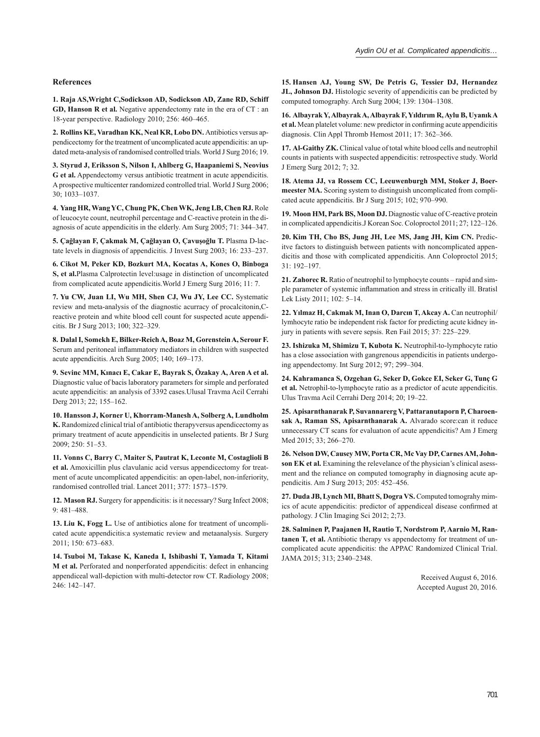## References

**1. Raja AS,Wright C,Sodickson AD, Sodickson AD, Zane RD, Schiff GD, Hanson R et al.** Negative appendectomy rate in the era of CT : an 18-year perspective. Radiology 2010; 256: 460–465.

**2. Rollins KE, Varadhan KK, Neal KR, Lobo DN.** Antibiotics versus appendicectomy for the treatment of uncomplicated acute appendicitis: an updated meta-analysis of randomised controlled trials. World J Surg 2016; 19.

**3. Styrud J, Eriksson S, Nilson I, Ahlberg G, Haapaniemi S, Neovius G et al.** Appendectomy versus antibiotic treatment in acute appendicitis. A prospective multicenter randomized controlled trial. World J Surg 2006; 30; 1033–1037.

**4. Yang HR, Wang YC, Chung PK, Chen WK, Jeng LB, Chen RJ.** Role of leucocyte count, neutrophil percentage and C-reactive protein in the diagnosis of acute appendicitis in the elderly. Am Surg 2005; 71: 344–347.

**5. Çağlayan F, Çakmak M, Çağlayan O, Çavuşoğlu T.** Plasma D-lactate levels in diagnosis of appendicitis. J Invest Surg 2003; 16: 233–237.

**6. Cikot M, Peker KD, Bozkurt MA, Kocatas A, Kones O, Binboga S, et al.**Plasma Calprotectin level:usage in distinction of uncomplicated from complicated acute appendicitis.World J Emerg Surg 2016; 11: 7.

**7. Yu CW, Juan LI, Wu MH, Shen CJ, Wu JY, Lee CC.** Systematic review and meta-analysis of the diagnostic acurracy of procalcitonin,C-reactive protein and white blood cell count for suspected acute appendicitis. Br J Surg 2013; 100; 322–329.

**8. Dalal I, Somekh E, Bilker-Reich A, Boaz M, Gorenstein A, Serour F.** Serum and peritoneal inflammatory mediators in children with suspected acute appendicitis. Arch Surg 2005; 140; 169–173.

**9. Sevinc MM, Kınacı E, Cakar E, Bayrak S, Özakay A, Aren A et al.** Diagnostic value of bacis laboratory parameters for simple and perforated acute appendicitis: an analysis of 3392 cases.Ulusal Travma Acil Cerrahi Derg 2013; 22; 155–162.

**10. Hansson J, Korner U, Khorram-Manesh A, Solberg A, Lundholm K.** Randomized clinical trial of antibiotic therapyversus apendicectomy as primary treatment of acute appendicitis in unselected patients. Br J Surg 2009; 250: 51–53.

**11. Vonns C, Barry C, Maiter S, Pautrat K, Leconte M, Costaglioli B et al.** Amoxicillin plus clavulanic acid versus appendicectomy for treatment of acute uncomplicated appendicitis: an open-label, non-inferiority, randomised controlled trial. Lancet 2011; 377: 1573–1579.

**12. Mason RJ.** Surgery for appendicitis: is it necessary? Surg Infect 2008; 9: 481–488.

**13. Liu K, Fogg L.** Use of antibiotics alone for treatment of uncomplicated acute appendicitis:a systematic review and metaanalysis. Surgery 2011; 150: 673–683.

**14. Tsuboi M, Takase K, Kaneda I, Ishibashi T, Yamada T, Kitami M et al.** Perforated and nonperforated appendicitis: defect in enhancing appendiceal wall-depiction with multi-detector row CT. Radiology 2008; 246: 142–147.

**15. Hansen AJ, Young SW, De Petris G, Tessier DJ, Hernandez JL, Johnson DJ.** Histologic severity of appendicitis can be predicted by computed tomography. Arch Surg 2004; 139: 1304–1308.

**16. Albayrak Y, Albayrak A, Albayrak F, Yıldırım R, Aylu B, Uyanık A et al.** Mean platelet volume: new predictor in confirming acute appendicitis diagnosis. Clin Appl Thromb Hemost 2011; 17: 362–366.

**17. Al-Gaithy ZK.** Clinical value of total white blood cells and neutrophil counts in patients with suspected appendicitis: retrospective study. World J Emerg Surg 2012; 7; 32.

**18. Atema JJ, va Rossem CC, Leeuwenburgh MM, Stoker J, Boermeester MA.** Scoring system to distinguish uncomplicated from complicated acute appendicitis. Br J Surg 2015; 102; 970–990.

**19. Moon HM, Park BS, Moon DJ.** Diagnostic value of C-reactive protein in complicated appendicitis.J Korean Soc. Coloproctol 2011; 27; 122–126.

**20. Kim TH, Cho BS, Jung JH, Lee MS, Jang JH, Kim CN.** Predicitve factors to distinguish between patients with noncomplicated appendicitis and those with complicated appendicitis. Ann Coloproctol 2015; 31: 192–197.

**21. Zahorec R.** Ratio of neutrophil to lymphocyte counts – rapid and simple parameter of systemic inflammation and stress in critically ill. Bratisl Lek Listy 2011; 102: 5–14.

**22. Yılmaz H, Cakmak M, Inan O, Darcın T, Akcay A.** Can neutrophil/lymhocyte ratio be independent risk factor for predicting acute kidney injury in patients with severe sepsis. Ren Fail 2015; 37: 225–229.

**23. Ishizuka M, Shimizu T, Kubota K.** Neutrophil-to-lymphocyte ratio has a close association with gangrenous appendicitis in patients undergoing appendectomy. Int Surg 2012; 97; 299–304.

**24. Kahramanca S, Ozgehan G, Seker D, Gokce EI, Seker G, Tunç G et al.** Netrophil-to-lymphocyte ratio as a predictor of acute appendicitis. Ulus Travma Acil Cerrahi Derg 2014; 20; 19–22.

**25. Apisarnthanarak P, Suvannarerg V, Pattaranutaporn P, Charoensak A, Raman SS, Apisarnthanarak A.** Alvarado score:can it reduce unnecessary CT scans for evaluatıon of acute appendicitis? Am J Emerg Med 2015; 33; 266–270.

**26. Nelson DW, Causey MW, Porta CR, Mc Vay DP, Carnes AM, Johnson EK et al.** Examining the relevelance of the physician's clinical asessment and the reliance on computed tomography in diagnosing acute appendicitis. Am J Surg 2013; 205: 452–456.

**27. Duda JB, Lynch MI, Bhatt S, Dogra VS.** Computed tomograhy mimics of acute appendicitis: predictor of appendiceal disease confirmed at pathology. J Clin Imaging Sci 2012; 2;73.

**28. Salminen P, Paajanen H, Rautio T, Nordstrom P, Aarnio M, Rantanen T, et al.** Antibiotic therapy vs appendectomy for treatment of uncomplicated acute appendicitis: the APPAC Randomized Clinical Trial. JAMA 2015; 313; 2340–2348.

Received August 6, 2016.
Accepted August 20, 2016.